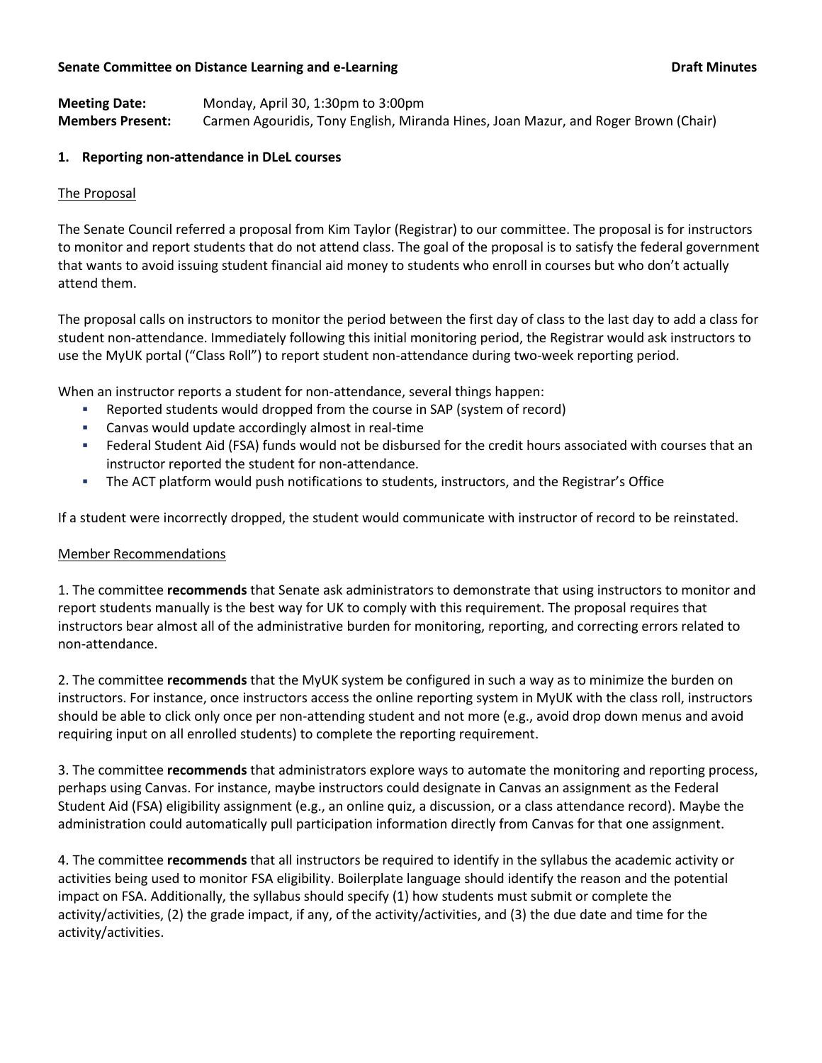**Senate Committee on Distance Learning and e-Learning** **Draft Minutes**

**Meeting Date:** Monday, April 30, 1:30pm to 3:00pm
**Members Present:** Carmen Agouridis, Tony English, Miranda Hines, Joan Mazur, and Roger Brown (Chair)

## 1. Reporting non-attendance in DLeL courses

### The Proposal

The Senate Council referred a proposal from Kim Taylor (Registrar) to our committee. The proposal is for instructors to monitor and report students that do not attend class. The goal of the proposal is to satisfy the federal government that wants to avoid issuing student financial aid money to students who enroll in courses but who don't actually attend them.

The proposal calls on instructors to monitor the period between the first day of class to the last day to add a class for student non-attendance. Immediately following this initial monitoring period, the Registrar would ask instructors to use the MyUK portal ("Class Roll") to report student non-attendance during two-week reporting period.

When an instructor reports a student for non-attendance, several things happen:

- Reported students would dropped from the course in SAP (system of record)
- Canvas would update accordingly almost in real-time
- Federal Student Aid (FSA) funds would not be disbursed for the credit hours associated with courses that an instructor reported the student for non-attendance.
- The ACT platform would push notifications to students, instructors, and the Registrar's Office

If a student were incorrectly dropped, the student would communicate with instructor of record to be reinstated.

### Member Recommendations

1. The committee **recommends** that Senate ask administrators to demonstrate that using instructors to monitor and report students manually is the best way for UK to comply with this requirement. The proposal requires that instructors bear almost all of the administrative burden for monitoring, reporting, and correcting errors related to non-attendance.

2. The committee **recommends** that the MyUK system be configured in such a way as to minimize the burden on instructors. For instance, once instructors access the online reporting system in MyUK with the class roll, instructors should be able to click only once per non-attending student and not more (e.g., avoid drop down menus and avoid requiring input on all enrolled students) to complete the reporting requirement.

3. The committee **recommends** that administrators explore ways to automate the monitoring and reporting process, perhaps using Canvas. For instance, maybe instructors could designate in Canvas an assignment as the Federal Student Aid (FSA) eligibility assignment (e.g., an online quiz, a discussion, or a class attendance record). Maybe the administration could automatically pull participation information directly from Canvas for that one assignment.

4. The committee **recommends** that all instructors be required to identify in the syllabus the academic activity or activities being used to monitor FSA eligibility. Boilerplate language should identify the reason and the potential impact on FSA. Additionally, the syllabus should specify (1) how students must submit or complete the activity/activities, (2) the grade impact, if any, of the activity/activities, and (3) the due date and time for the activity/activities.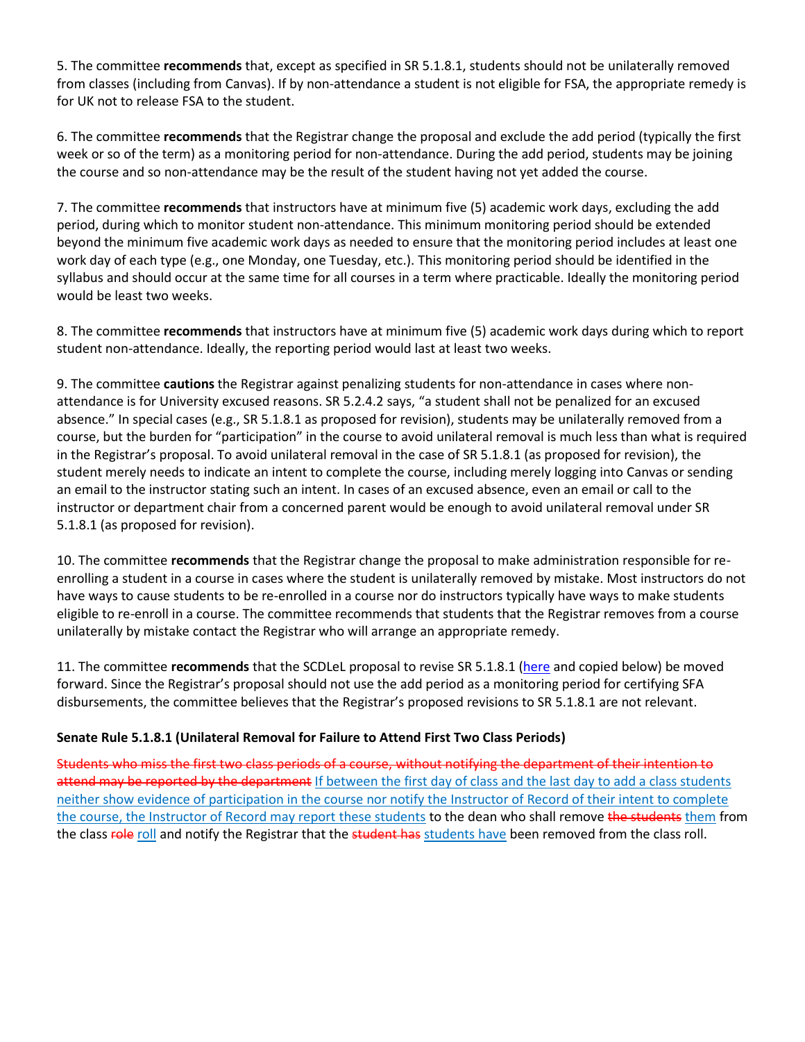5. The committee **recommends** that, except as specified in SR 5.1.8.1, students should not be unilaterally removed from classes (including from Canvas). If by non-attendance a student is not eligible for FSA, the appropriate remedy is for UK not to release FSA to the student.

6. The committee **recommends** that the Registrar change the proposal and exclude the add period (typically the first week or so of the term) as a monitoring period for non-attendance. During the add period, students may be joining the course and so non-attendance may be the result of the student having not yet added the course.

7. The committee **recommends** that instructors have at minimum five (5) academic work days, excluding the add period, during which to monitor student non-attendance. This minimum monitoring period should be extended beyond the minimum five academic work days as needed to ensure that the monitoring period includes at least one work day of each type (e.g., one Monday, one Tuesday, etc.). This monitoring period should be identified in the syllabus and should occur at the same time for all courses in a term where practicable. Ideally the monitoring period would be least two weeks.

8. The committee **recommends** that instructors have at minimum five (5) academic work days during which to report student non-attendance. Ideally, the reporting period would last at least two weeks.

9. The committee **cautions** the Registrar against penalizing students for non-attendance in cases where non-attendance is for University excused reasons. SR 5.2.4.2 says, "a student shall not be penalized for an excused absence." In special cases (e.g., SR 5.1.8.1 as proposed for revision), students may be unilaterally removed from a course, but the burden for "participation" in the course to avoid unilateral removal is much less than what is required in the Registrar's proposal. To avoid unilateral removal in the case of SR 5.1.8.1 (as proposed for revision), the student merely needs to indicate an intent to complete the course, including merely logging into Canvas or sending an email to the instructor stating such an intent. In cases of an excused absence, even an email or call to the instructor or department chair from a concerned parent would be enough to avoid unilateral removal under SR 5.1.8.1 (as proposed for revision).

10. The committee **recommends** that the Registrar change the proposal to make administration responsible for re-enrolling a student in a course in cases where the student is unilaterally removed by mistake. Most instructors do not have ways to cause students to be re-enrolled in a course nor do instructors typically have ways to make students eligible to re-enroll in a course. The committee recommends that students that the Registrar removes from a course unilaterally by mistake contact the Registrar who will arrange an appropriate remedy.

11. The committee **recommends** that the SCDLeL proposal to revise SR 5.1.8.1 (here and copied below) be moved forward. Since the Registrar's proposal should not use the add period as a monitoring period for certifying SFA disbursements, the committee believes that the Registrar's proposed revisions to SR 5.1.8.1 are not relevant.

**Senate Rule 5.1.8.1 (Unilateral Removal for Failure to Attend First Two Class Periods)**

~~Students who miss the first two class periods of a course, without notifying the department of their intention to attend may be reported by the department~~ If between the first day of class and the last day to add a class students neither show evidence of participation in the course nor notify the Instructor of Record of their intent to complete the course, the Instructor of Record may report these students to the dean who shall remove ~~the students~~ them from the class ~~role~~ roll and notify the Registrar that the ~~student has~~ students have been removed from the class roll.